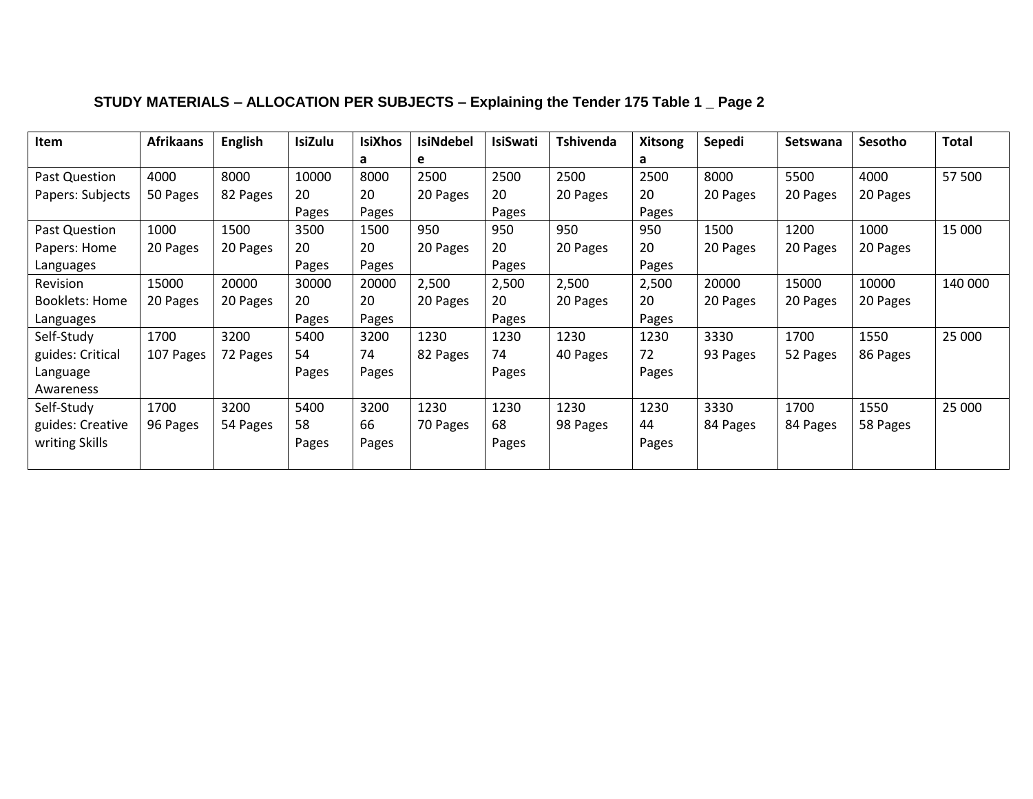### STUDY MATERIALS – ALLOCATION PER SUBJECTS – Explaining the Tender 175 Table 1 _ Page 2

| Item | Afrikaans | English | IsiZulu | IsiXhosa | IsiNdebele | IsiSwati | Tshivenda | Xitsonga | Sepedi | Setswana | Sesotho | Total |
|---|---|---|---|---|---|---|---|---|---|---|---|---|
| Past Question Papers: Subjects | 4000 50 Pages | 8000 82 Pages | 10000 20 Pages | 8000 20 Pages | 2500 20 Pages | 2500 20 Pages | 2500 20 Pages | 2500 20 Pages | 8000 20 Pages | 5500 20 Pages | 4000 20 Pages | 57 500 |
| Past Question Papers: Home Languages | 1000 20 Pages | 1500 20 Pages | 3500 20 Pages | 1500 20 Pages | 950 20 Pages | 950 20 Pages | 950 20 Pages | 950 20 Pages | 1500 20 Pages | 1200 20 Pages | 1000 20 Pages | 15 000 |
| Revision Booklets: Home Languages | 15000 20 Pages | 20000 20 Pages | 30000 20 Pages | 20000 20 Pages | 2,500 20 Pages | 2,500 20 Pages | 2,500 20 Pages | 2,500 20 Pages | 20000 20 Pages | 15000 20 Pages | 10000 20 Pages | 140 000 |
| Self-Study guides: Critical Language Awareness | 1700 107 Pages | 3200 72 Pages | 5400 54 Pages | 3200 74 Pages | 1230 82 Pages | 1230 74 Pages | 1230 40 Pages | 1230 72 Pages | 3330 93 Pages | 1700 52 Pages | 1550 86 Pages | 25 000 |
| Self-Study guides: Creative writing Skills | 1700 96 Pages | 3200 54 Pages | 5400 58 Pages | 3200 66 Pages | 1230 70 Pages | 1230 68 Pages | 1230 98 Pages | 1230 44 Pages | 3330 84 Pages | 1700 84 Pages | 1550 58 Pages | 25 000 |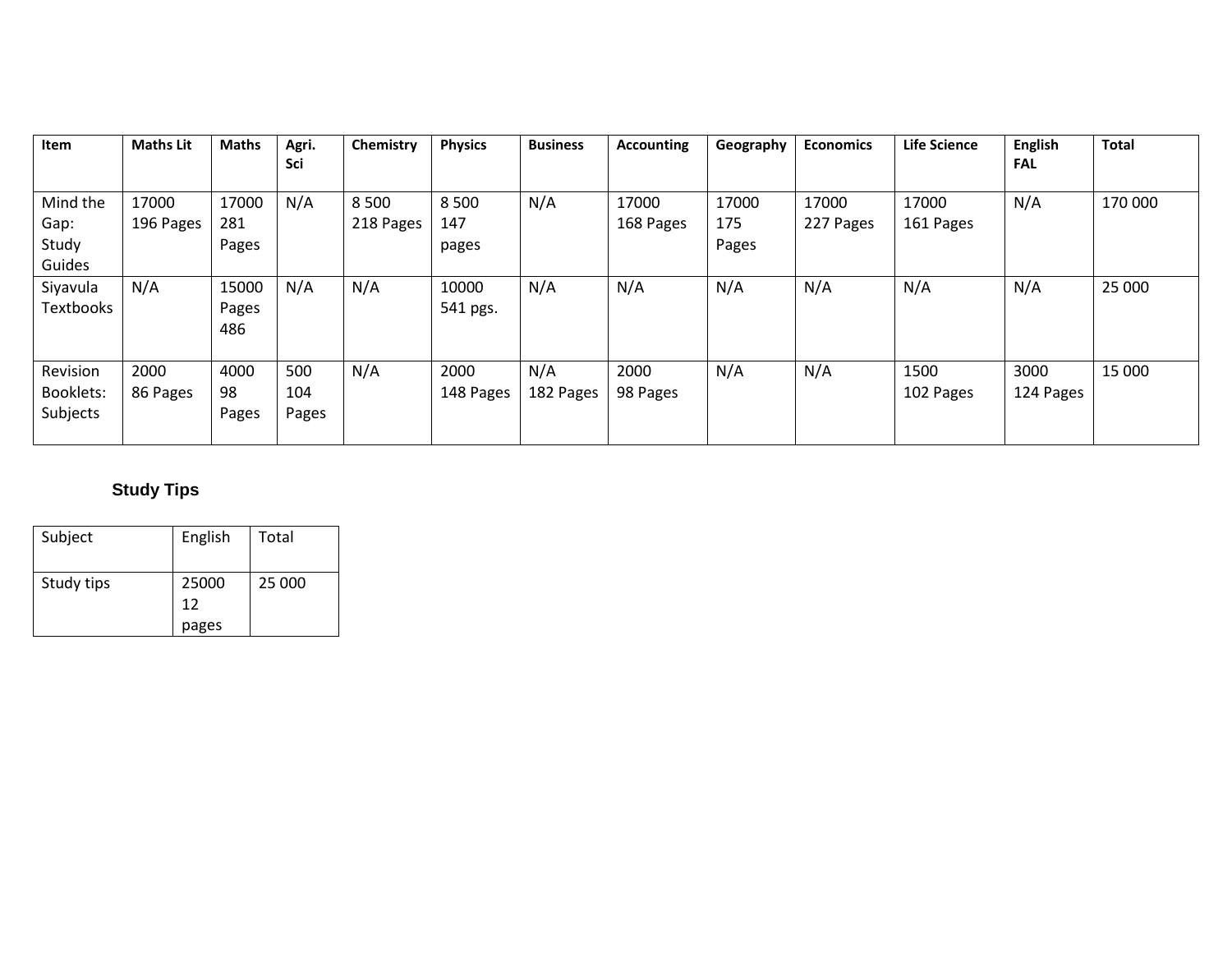| Item | Maths Lit | Maths | Agri. Sci | Chemistry | Physics | Business | Accounting | Geography | Economics | Life Science | English FAL | Total |
|---|---|---|---|---|---|---|---|---|---|---|---|---|
| Mind the Gap: Study Guides | 17000 196 Pages | 17000 281 Pages | N/A | 8 500 218 Pages | 8 500 147 pages | N/A | 17000 168 Pages | 17000 175 Pages | 17000 227 Pages | 17000 161 Pages | N/A | 170 000 |
| Siyavula Textbooks | N/A | 15000 Pages 486 | N/A | N/A | 10000 541 pgs. | N/A | N/A | N/A | N/A | N/A | N/A | 25 000 |
| Revision Booklets: Subjects | 2000 86 Pages | 4000 98 Pages | 500 104 Pages | N/A | 2000 148 Pages | N/A 182 Pages | 2000 98 Pages | N/A | N/A | 1500 102 Pages | 3000 124 Pages | 15 000 |

## Study Tips

| Subject | English | Total |
|---|---|---|
| Study tips | 25000 12 pages | 25 000 |